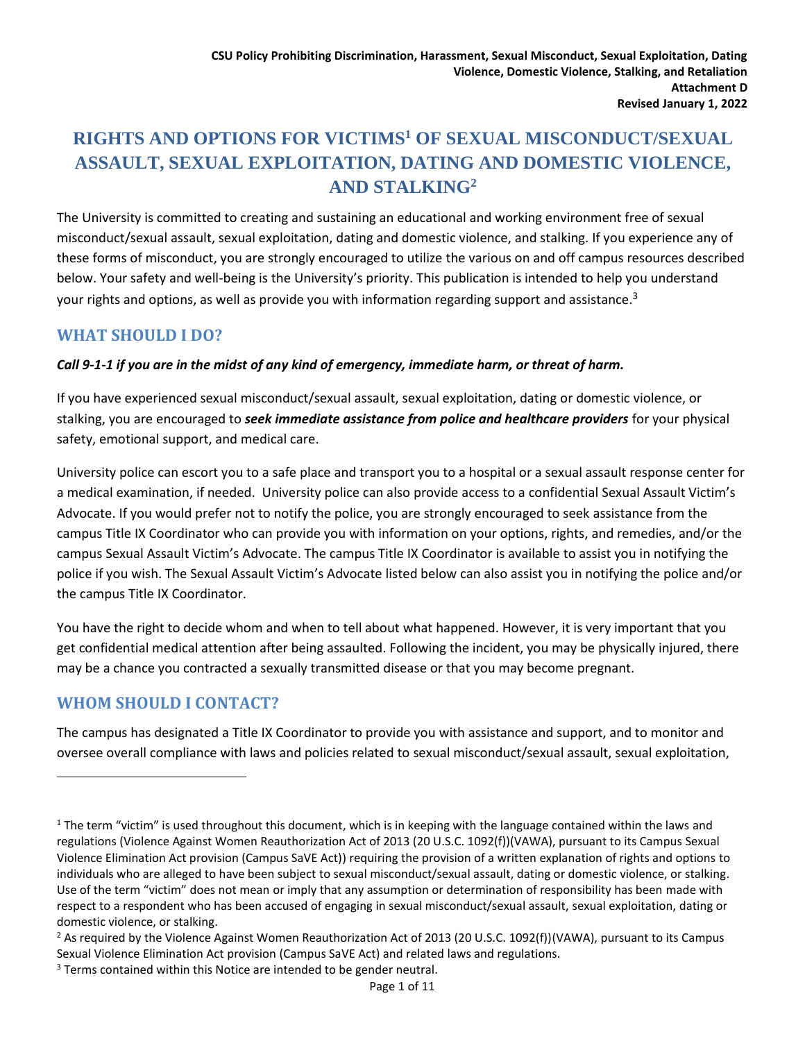**CSU Policy Prohibiting Discrimination, Harassment, Sexual Misconduct, Sexual Exploitation, Dating Violence, Domestic Violence, Stalking, and Retaliation**
**Attachment D**
**Revised January 1, 2022**

# RIGHTS AND OPTIONS FOR VICTIMS[1] OF SEXUAL MISCONDUCT/SEXUAL ASSAULT, SEXUAL EXPLOITATION, DATING AND DOMESTIC VIOLENCE, AND STALKING[2]

The University is committed to creating and sustaining an educational and working environment free of sexual misconduct/sexual assault, sexual exploitation, dating and domestic violence, and stalking. If you experience any of these forms of misconduct, you are strongly encouraged to utilize the various on and off campus resources described below. Your safety and well-being is the University's priority. This publication is intended to help you understand your rights and options, as well as provide you with information regarding support and assistance.[3]

## WHAT SHOULD I DO?

***Call 9-1-1 if you are in the midst of any kind of emergency, immediate harm, or threat of harm.***

If you have experienced sexual misconduct/sexual assault, sexual exploitation, dating or domestic violence, or stalking, you are encouraged to ***seek immediate assistance from police and healthcare providers*** for your physical safety, emotional support, and medical care.

University police can escort you to a safe place and transport you to a hospital or a sexual assault response center for a medical examination, if needed. University police can also provide access to a confidential Sexual Assault Victim's Advocate. If you would prefer not to notify the police, you are strongly encouraged to seek assistance from the campus Title IX Coordinator who can provide you with information on your options, rights, and remedies, and/or the campus Sexual Assault Victim's Advocate. The campus Title IX Coordinator is available to assist you in notifying the police if you wish. The Sexual Assault Victim's Advocate listed below can also assist you in notifying the police and/or the campus Title IX Coordinator.

You have the right to decide whom and when to tell about what happened. However, it is very important that you get confidential medical attention after being assaulted. Following the incident, you may be physically injured, there may be a chance you contracted a sexually transmitted disease or that you may become pregnant.

## WHOM SHOULD I CONTACT?

The campus has designated a Title IX Coordinator to provide you with assistance and support, and to monitor and oversee overall compliance with laws and policies related to sexual misconduct/sexual assault, sexual exploitation,

---

[1] The term "victim" is used throughout this document, which is in keeping with the language contained within the laws and regulations (Violence Against Women Reauthorization Act of 2013 (20 U.S.C. 1092(f))(VAWA), pursuant to its Campus Sexual Violence Elimination Act provision (Campus SaVE Act)) requiring the provision of a written explanation of rights and options to individuals who are alleged to have been subject to sexual misconduct/sexual assault, dating or domestic violence, or stalking. Use of the term "victim" does not mean or imply that any assumption or determination of responsibility has been made with respect to a respondent who has been accused of engaging in sexual misconduct/sexual assault, sexual exploitation, dating or domestic violence, or stalking.

[2] As required by the Violence Against Women Reauthorization Act of 2013 (20 U.S.C. 1092(f))(VAWA), pursuant to its Campus Sexual Violence Elimination Act provision (Campus SaVE Act) and related laws and regulations.

[3] Terms contained within this Notice are intended to be gender neutral.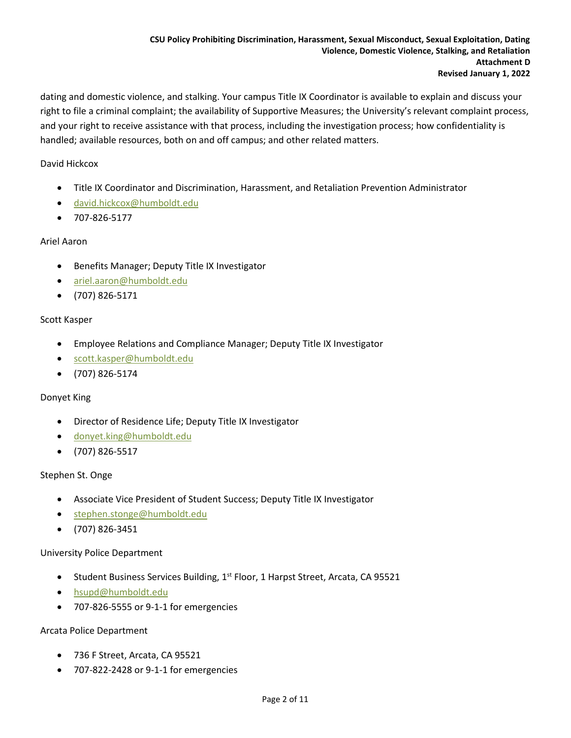dating and domestic violence, and stalking. Your campus Title IX Coordinator is available to explain and discuss your right to file a criminal complaint; the availability of Supportive Measures; the University's relevant complaint process, and your right to receive assistance with that process, including the investigation process; how confidentiality is handled; available resources, both on and off campus; and other related matters.

David Hickcox

- Title IX Coordinator and Discrimination, Harassment, and Retaliation Prevention Administrator
- david.hickcox@humboldt.edu
- 707-826-5177

Ariel Aaron

- Benefits Manager; Deputy Title IX Investigator
- ariel.aaron@humboldt.edu
- (707) 826-5171

Scott Kasper

- Employee Relations and Compliance Manager; Deputy Title IX Investigator
- scott.kasper@humboldt.edu
- (707) 826-5174

Donyet King

- Director of Residence Life; Deputy Title IX Investigator
- donyet.king@humboldt.edu
- (707) 826-5517

Stephen St. Onge

- Associate Vice President of Student Success; Deputy Title IX Investigator
- stephen.stonge@humboldt.edu
- (707) 826-3451

University Police Department

- Student Business Services Building, 1st Floor, 1 Harpst Street, Arcata, CA 95521
- hsupd@humboldt.edu
- 707-826-5555 or 9-1-1 for emergencies

Arcata Police Department

- 736 F Street, Arcata, CA 95521
- 707-822-2428 or 9-1-1 for emergencies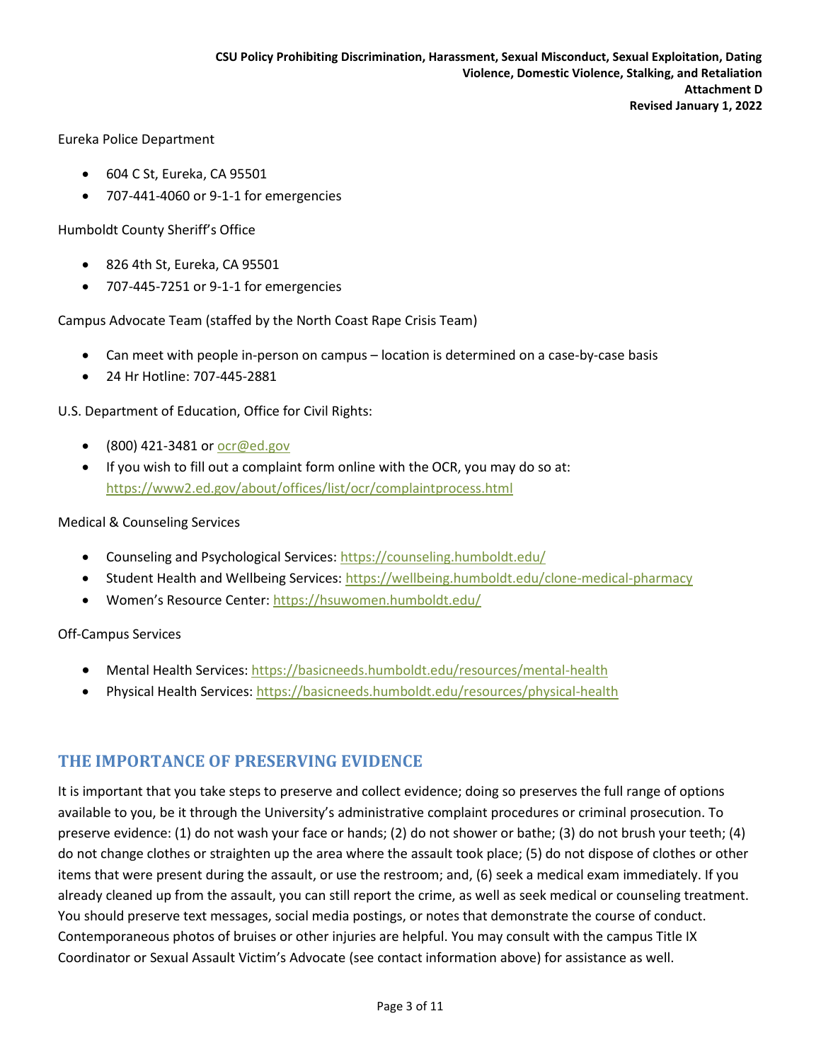Eureka Police Department

- 604 C St, Eureka, CA 95501
- 707-441-4060 or 9-1-1 for emergencies

Humboldt County Sheriff's Office

- 826 4th St, Eureka, CA 95501
- 707-445-7251 or 9-1-1 for emergencies

Campus Advocate Team (staffed by the North Coast Rape Crisis Team)

- Can meet with people in-person on campus – location is determined on a case-by-case basis
- 24 Hr Hotline: 707-445-2881

U.S. Department of Education, Office for Civil Rights:

- (800) 421-3481 or ocr@ed.gov
- If you wish to fill out a complaint form online with the OCR, you may do so at: https://www2.ed.gov/about/offices/list/ocr/complaintprocess.html

Medical & Counseling Services

- Counseling and Psychological Services: https://counseling.humboldt.edu/
- Student Health and Wellbeing Services: https://wellbeing.humboldt.edu/clone-medical-pharmacy
- Women's Resource Center: https://hsuwomen.humboldt.edu/

Off-Campus Services

- Mental Health Services: https://basicneeds.humboldt.edu/resources/mental-health
- Physical Health Services: https://basicneeds.humboldt.edu/resources/physical-health

## THE IMPORTANCE OF PRESERVING EVIDENCE

It is important that you take steps to preserve and collect evidence; doing so preserves the full range of options available to you, be it through the University's administrative complaint procedures or criminal prosecution. To preserve evidence: (1) do not wash your face or hands; (2) do not shower or bathe; (3) do not brush your teeth; (4) do not change clothes or straighten up the area where the assault took place; (5) do not dispose of clothes or other items that were present during the assault, or use the restroom; and, (6) seek a medical exam immediately. If you already cleaned up from the assault, you can still report the crime, as well as seek medical or counseling treatment. You should preserve text messages, social media postings, or notes that demonstrate the course of conduct. Contemporaneous photos of bruises or other injuries are helpful. You may consult with the campus Title IX Coordinator or Sexual Assault Victim's Advocate (see contact information above) for assistance as well.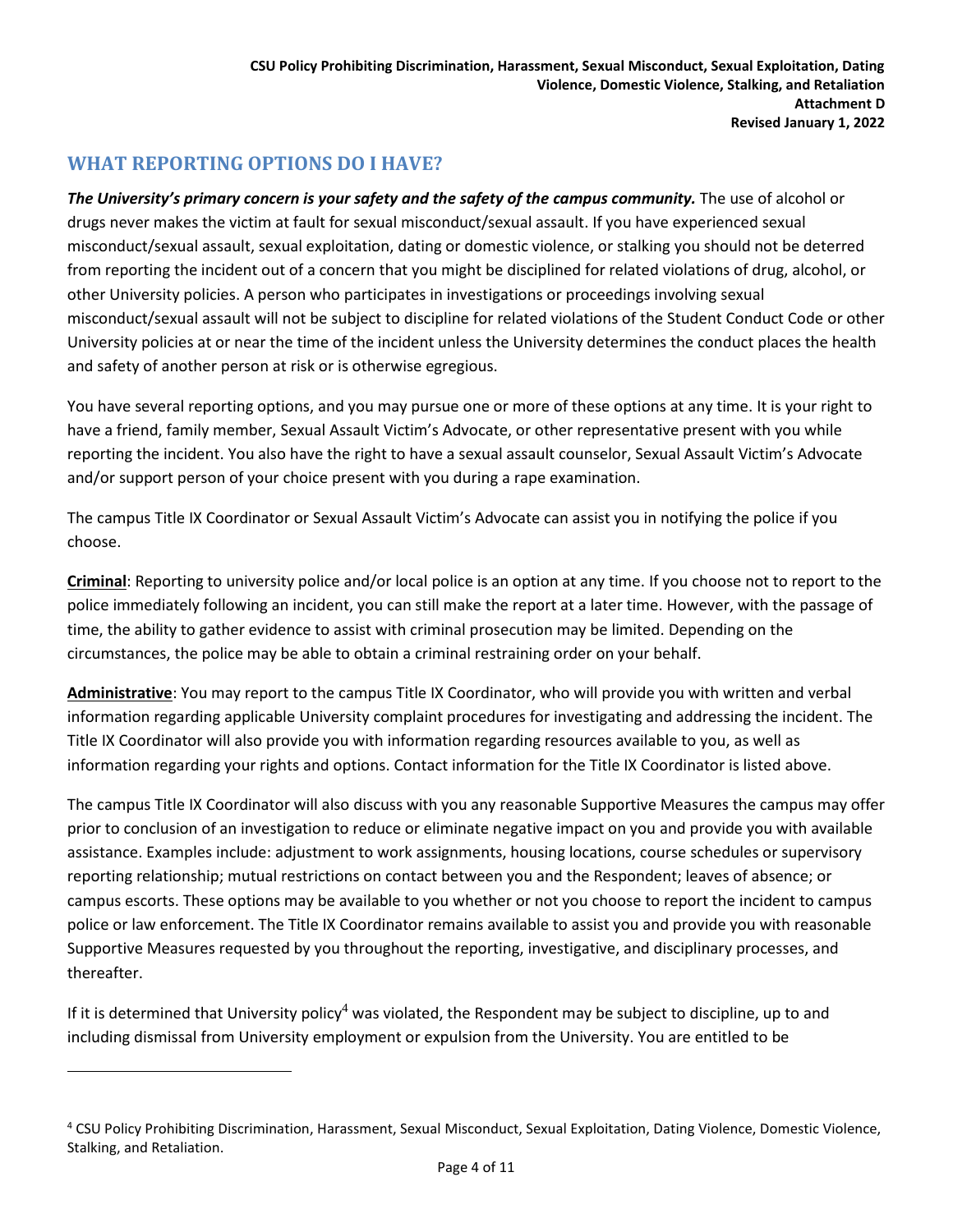## WHAT REPORTING OPTIONS DO I HAVE?

***The University's primary concern is your safety and the safety of the campus community.*** The use of alcohol or drugs never makes the victim at fault for sexual misconduct/sexual assault. If you have experienced sexual misconduct/sexual assault, sexual exploitation, dating or domestic violence, or stalking you should not be deterred from reporting the incident out of a concern that you might be disciplined for related violations of drug, alcohol, or other University policies. A person who participates in investigations or proceedings involving sexual misconduct/sexual assault will not be subject to discipline for related violations of the Student Conduct Code or other University policies at or near the time of the incident unless the University determines the conduct places the health and safety of another person at risk or is otherwise egregious.

You have several reporting options, and you may pursue one or more of these options at any time. It is your right to have a friend, family member, Sexual Assault Victim's Advocate, or other representative present with you while reporting the incident. You also have the right to have a sexual assault counselor, Sexual Assault Victim's Advocate and/or support person of your choice present with you during a rape examination.

The campus Title IX Coordinator or Sexual Assault Victim's Advocate can assist you in notifying the police if you choose.

**Criminal**: Reporting to university police and/or local police is an option at any time. If you choose not to report to the police immediately following an incident, you can still make the report at a later time. However, with the passage of time, the ability to gather evidence to assist with criminal prosecution may be limited. Depending on the circumstances, the police may be able to obtain a criminal restraining order on your behalf.

**Administrative**: You may report to the campus Title IX Coordinator, who will provide you with written and verbal information regarding applicable University complaint procedures for investigating and addressing the incident. The Title IX Coordinator will also provide you with information regarding resources available to you, as well as information regarding your rights and options. Contact information for the Title IX Coordinator is listed above.

The campus Title IX Coordinator will also discuss with you any reasonable Supportive Measures the campus may offer prior to conclusion of an investigation to reduce or eliminate negative impact on you and provide you with available assistance. Examples include: adjustment to work assignments, housing locations, course schedules or supervisory reporting relationship; mutual restrictions on contact between you and the Respondent; leaves of absence; or campus escorts. These options may be available to you whether or not you choose to report the incident to campus police or law enforcement. The Title IX Coordinator remains available to assist you and provide you with reasonable Supportive Measures requested by you throughout the reporting, investigative, and disciplinary processes, and thereafter.

If it is determined that University policy[4] was violated, the Respondent may be subject to discipline, up to and including dismissal from University employment or expulsion from the University. You are entitled to be

---

[4] CSU Policy Prohibiting Discrimination, Harassment, Sexual Misconduct, Sexual Exploitation, Dating Violence, Domestic Violence, Stalking, and Retaliation.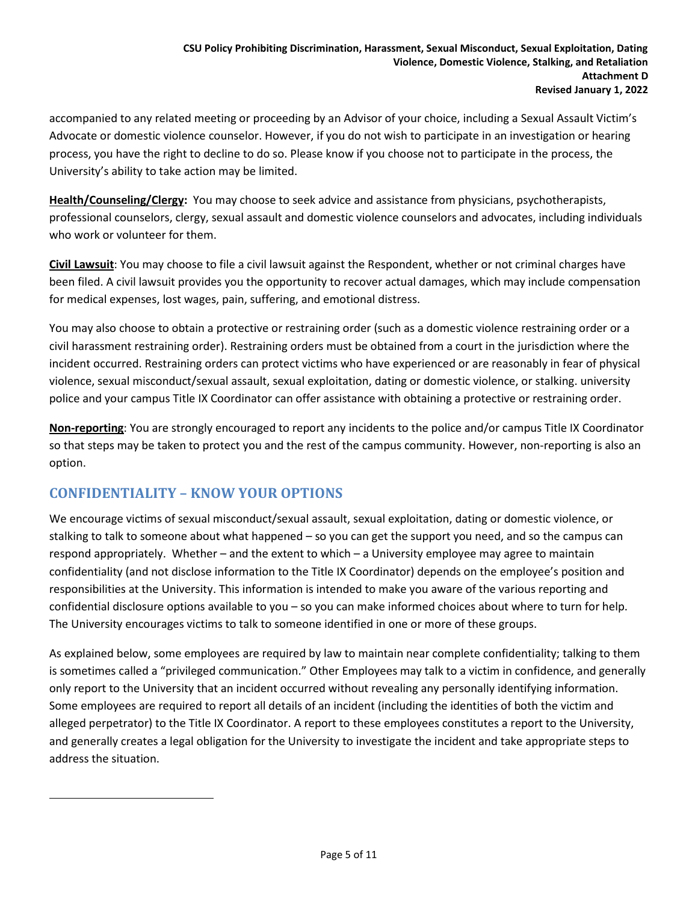accompanied to any related meeting or proceeding by an Advisor of your choice, including a Sexual Assault Victim's Advocate or domestic violence counselor. However, if you do not wish to participate in an investigation or hearing process, you have the right to decline to do so. Please know if you choose not to participate in the process, the University's ability to take action may be limited.

**Health/Counseling/Clergy:** You may choose to seek advice and assistance from physicians, psychotherapists, professional counselors, clergy, sexual assault and domestic violence counselors and advocates, including individuals who work or volunteer for them.

**Civil Lawsuit**: You may choose to file a civil lawsuit against the Respondent, whether or not criminal charges have been filed. A civil lawsuit provides you the opportunity to recover actual damages, which may include compensation for medical expenses, lost wages, pain, suffering, and emotional distress.

You may also choose to obtain a protective or restraining order (such as a domestic violence restraining order or a civil harassment restraining order). Restraining orders must be obtained from a court in the jurisdiction where the incident occurred. Restraining orders can protect victims who have experienced or are reasonably in fear of physical violence, sexual misconduct/sexual assault, sexual exploitation, dating or domestic violence, or stalking. university police and your campus Title IX Coordinator can offer assistance with obtaining a protective or restraining order.

**Non-reporting**: You are strongly encouraged to report any incidents to the police and/or campus Title IX Coordinator so that steps may be taken to protect you and the rest of the campus community. However, non-reporting is also an option.

## CONFIDENTIALITY – KNOW YOUR OPTIONS

We encourage victims of sexual misconduct/sexual assault, sexual exploitation, dating or domestic violence, or stalking to talk to someone about what happened – so you can get the support you need, and so the campus can respond appropriately. Whether – and the extent to which – a University employee may agree to maintain confidentiality (and not disclose information to the Title IX Coordinator) depends on the employee's position and responsibilities at the University. This information is intended to make you aware of the various reporting and confidential disclosure options available to you – so you can make informed choices about where to turn for help. The University encourages victims to talk to someone identified in one or more of these groups.

As explained below, some employees are required by law to maintain near complete confidentiality; talking to them is sometimes called a "privileged communication." Other Employees may talk to a victim in confidence, and generally only report to the University that an incident occurred without revealing any personally identifying information. Some employees are required to report all details of an incident (including the identities of both the victim and alleged perpetrator) to the Title IX Coordinator. A report to these employees constitutes a report to the University, and generally creates a legal obligation for the University to investigate the incident and take appropriate steps to address the situation.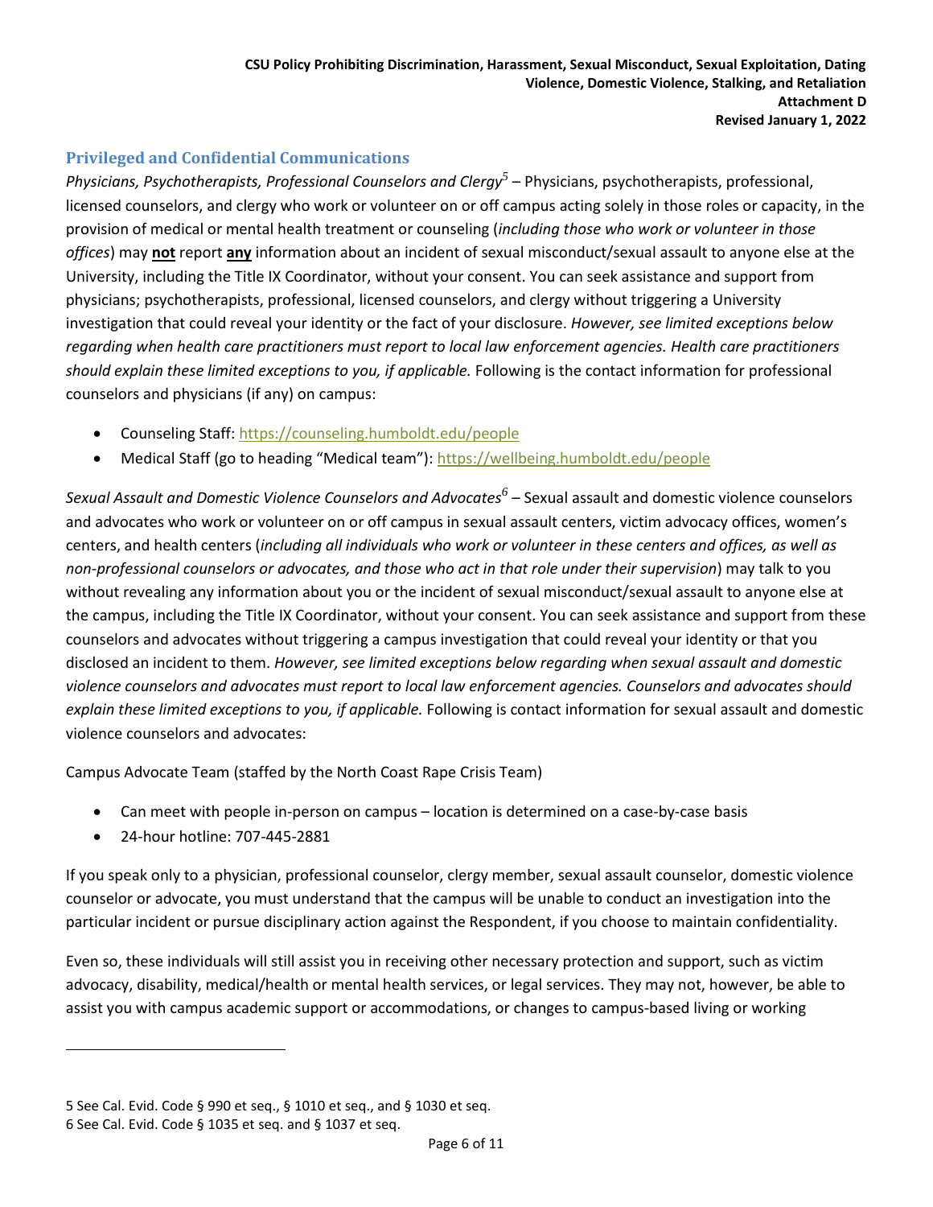## Privileged and Confidential Communications

*Physicians, Psychotherapists, Professional Counselors and Clergy*[5] – Physicians, psychotherapists, professional, licensed counselors, and clergy who work or volunteer on or off campus acting solely in those roles or capacity, in the provision of medical or mental health treatment or counseling (*including those who work or volunteer in those offices*) may **not** report **any** information about an incident of sexual misconduct/sexual assault to anyone else at the University, including the Title IX Coordinator, without your consent. You can seek assistance and support from physicians; psychotherapists, professional, licensed counselors, and clergy without triggering a University investigation that could reveal your identity or the fact of your disclosure. *However, see limited exceptions below regarding when health care practitioners must report to local law enforcement agencies. Health care practitioners should explain these limited exceptions to you, if applicable.* Following is the contact information for professional counselors and physicians (if any) on campus:

- Counseling Staff: https://counseling.humboldt.edu/people
- Medical Staff (go to heading "Medical team"): https://wellbeing.humboldt.edu/people

*Sexual Assault and Domestic Violence Counselors and Advocates*[6] – Sexual assault and domestic violence counselors and advocates who work or volunteer on or off campus in sexual assault centers, victim advocacy offices, women's centers, and health centers (*including all individuals who work or volunteer in these centers and offices, as well as non-professional counselors or advocates, and those who act in that role under their supervision*) may talk to you without revealing any information about you or the incident of sexual misconduct/sexual assault to anyone else at the campus, including the Title IX Coordinator, without your consent. You can seek assistance and support from these counselors and advocates without triggering a campus investigation that could reveal your identity or that you disclosed an incident to them. *However, see limited exceptions below regarding when sexual assault and domestic violence counselors and advocates must report to local law enforcement agencies. Counselors and advocates should explain these limited exceptions to you, if applicable.* Following is contact information for sexual assault and domestic violence counselors and advocates:

Campus Advocate Team (staffed by the North Coast Rape Crisis Team)

- Can meet with people in-person on campus – location is determined on a case-by-case basis
- 24-hour hotline: 707-445-2881

If you speak only to a physician, professional counselor, clergy member, sexual assault counselor, domestic violence counselor or advocate, you must understand that the campus will be unable to conduct an investigation into the particular incident or pursue disciplinary action against the Respondent, if you choose to maintain confidentiality.

Even so, these individuals will still assist you in receiving other necessary protection and support, such as victim advocacy, disability, medical/health or mental health services, or legal services. They may not, however, be able to assist you with campus academic support or accommodations, or changes to campus-based living or working

---

5 See Cal. Evid. Code § 990 et seq., § 1010 et seq., and § 1030 et seq.

6 See Cal. Evid. Code § 1035 et seq. and § 1037 et seq.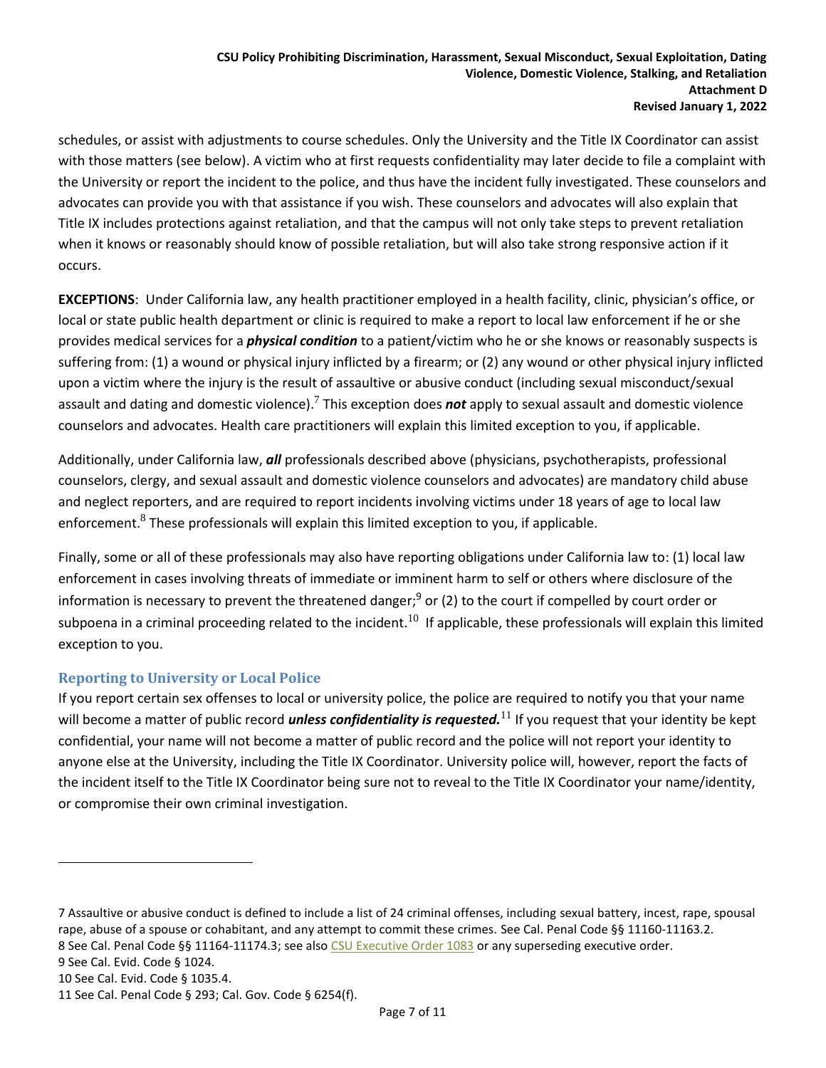schedules, or assist with adjustments to course schedules. Only the University and the Title IX Coordinator can assist with those matters (see below). A victim who at first requests confidentiality may later decide to file a complaint with the University or report the incident to the police, and thus have the incident fully investigated. These counselors and advocates can provide you with that assistance if you wish. These counselors and advocates will also explain that Title IX includes protections against retaliation, and that the campus will not only take steps to prevent retaliation when it knows or reasonably should know of possible retaliation, but will also take strong responsive action if it occurs.

**EXCEPTIONS**: Under California law, any health practitioner employed in a health facility, clinic, physician's office, or local or state public health department or clinic is required to make a report to local law enforcement if he or she provides medical services for a ***physical condition*** to a patient/victim who he or she knows or reasonably suspects is suffering from: (1) a wound or physical injury inflicted by a firearm; or (2) any wound or other physical injury inflicted upon a victim where the injury is the result of assaultive or abusive conduct (including sexual misconduct/sexual assault and dating and domestic violence).[7] This exception does ***not*** apply to sexual assault and domestic violence counselors and advocates. Health care practitioners will explain this limited exception to you, if applicable.

Additionally, under California law, ***all*** professionals described above (physicians, psychotherapists, professional counselors, clergy, and sexual assault and domestic violence counselors and advocates) are mandatory child abuse and neglect reporters, and are required to report incidents involving victims under 18 years of age to local law enforcement.[8] These professionals will explain this limited exception to you, if applicable.

Finally, some or all of these professionals may also have reporting obligations under California law to: (1) local law enforcement in cases involving threats of immediate or imminent harm to self or others where disclosure of the information is necessary to prevent the threatened danger;[9] or (2) to the court if compelled by court order or subpoena in a criminal proceeding related to the incident.[10] If applicable, these professionals will explain this limited exception to you.

## Reporting to University or Local Police

If you report certain sex offenses to local or university police, the police are required to notify you that your name will become a matter of public record ***unless confidentiality is requested.***[11] If you request that your identity be kept confidential, your name will not become a matter of public record and the police will not report your identity to anyone else at the University, including the Title IX Coordinator. University police will, however, report the facts of the incident itself to the Title IX Coordinator being sure not to reveal to the Title IX Coordinator your name/identity, or compromise their own criminal investigation.

---

7 Assaultive or abusive conduct is defined to include a list of 24 criminal offenses, including sexual battery, incest, rape, spousal rape, abuse of a spouse or cohabitant, and any attempt to commit these crimes. See Cal. Penal Code §§ 11160-11163.2.

8 See Cal. Penal Code §§ 11164-11174.3; see also CSU Executive Order 1083 or any superseding executive order.

9 See Cal. Evid. Code § 1024.

10 See Cal. Evid. Code § 1035.4.

11 See Cal. Penal Code § 293; Cal. Gov. Code § 6254(f).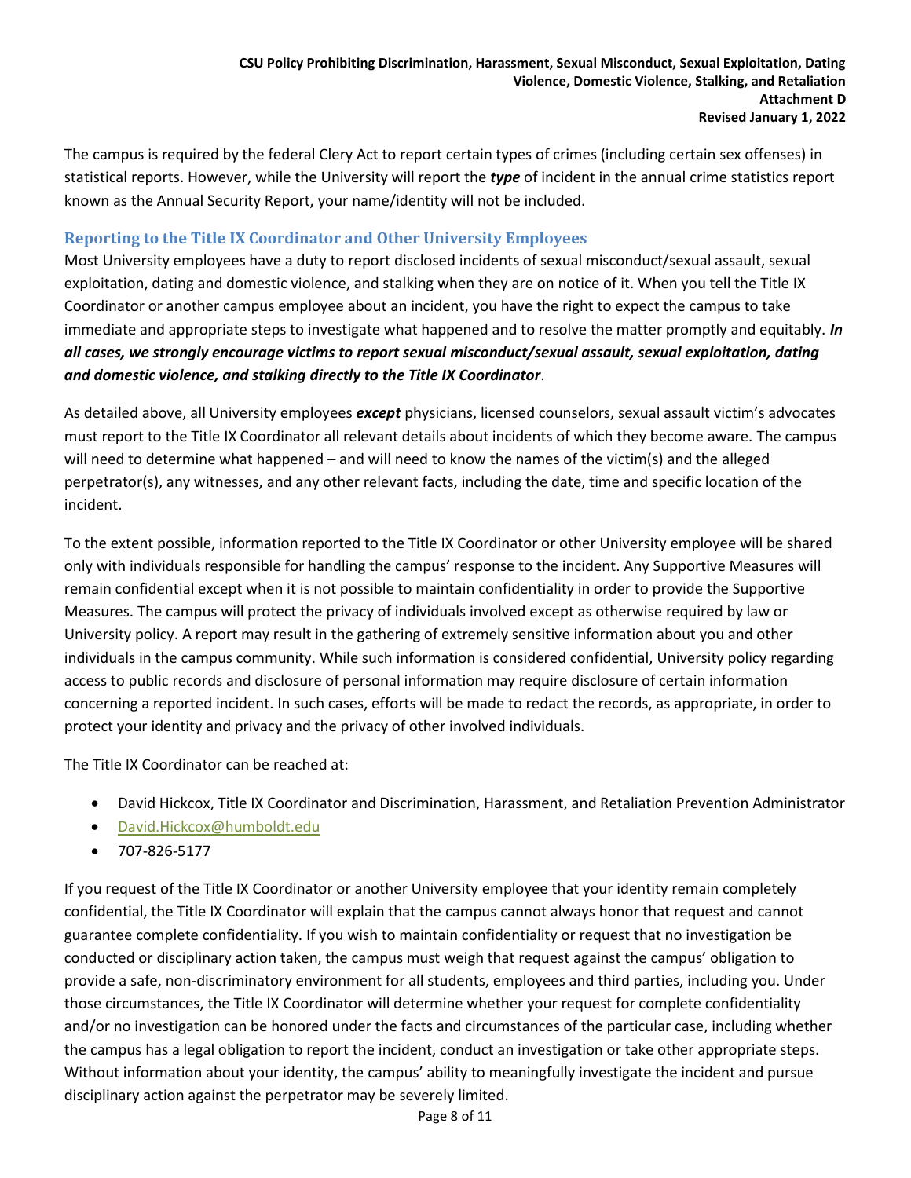The campus is required by the federal Clery Act to report certain types of crimes (including certain sex offenses) in statistical reports. However, while the University will report the ***type*** of incident in the annual crime statistics report known as the Annual Security Report, your name/identity will not be included.

### Reporting to the Title IX Coordinator and Other University Employees

Most University employees have a duty to report disclosed incidents of sexual misconduct/sexual assault, sexual exploitation, dating and domestic violence, and stalking when they are on notice of it. When you tell the Title IX Coordinator or another campus employee about an incident, you have the right to expect the campus to take immediate and appropriate steps to investigate what happened and to resolve the matter promptly and equitably. ***In all cases, we strongly encourage victims to report sexual misconduct/sexual assault, sexual exploitation, dating and domestic violence, and stalking directly to the Title IX Coordinator***.

As detailed above, all University employees ***except*** physicians, licensed counselors, sexual assault victim's advocates must report to the Title IX Coordinator all relevant details about incidents of which they become aware. The campus will need to determine what happened – and will need to know the names of the victim(s) and the alleged perpetrator(s), any witnesses, and any other relevant facts, including the date, time and specific location of the incident.

To the extent possible, information reported to the Title IX Coordinator or other University employee will be shared only with individuals responsible for handling the campus' response to the incident. Any Supportive Measures will remain confidential except when it is not possible to maintain confidentiality in order to provide the Supportive Measures. The campus will protect the privacy of individuals involved except as otherwise required by law or University policy. A report may result in the gathering of extremely sensitive information about you and other individuals in the campus community. While such information is considered confidential, University policy regarding access to public records and disclosure of personal information may require disclosure of certain information concerning a reported incident. In such cases, efforts will be made to redact the records, as appropriate, in order to protect your identity and privacy and the privacy of other involved individuals.

The Title IX Coordinator can be reached at:

- David Hickcox, Title IX Coordinator and Discrimination, Harassment, and Retaliation Prevention Administrator
- David.Hickcox@humboldt.edu
- 707-826-5177

If you request of the Title IX Coordinator or another University employee that your identity remain completely confidential, the Title IX Coordinator will explain that the campus cannot always honor that request and cannot guarantee complete confidentiality. If you wish to maintain confidentiality or request that no investigation be conducted or disciplinary action taken, the campus must weigh that request against the campus' obligation to provide a safe, non-discriminatory environment for all students, employees and third parties, including you. Under those circumstances, the Title IX Coordinator will determine whether your request for complete confidentiality and/or no investigation can be honored under the facts and circumstances of the particular case, including whether the campus has a legal obligation to report the incident, conduct an investigation or take other appropriate steps. Without information about your identity, the campus' ability to meaningfully investigate the incident and pursue disciplinary action against the perpetrator may be severely limited.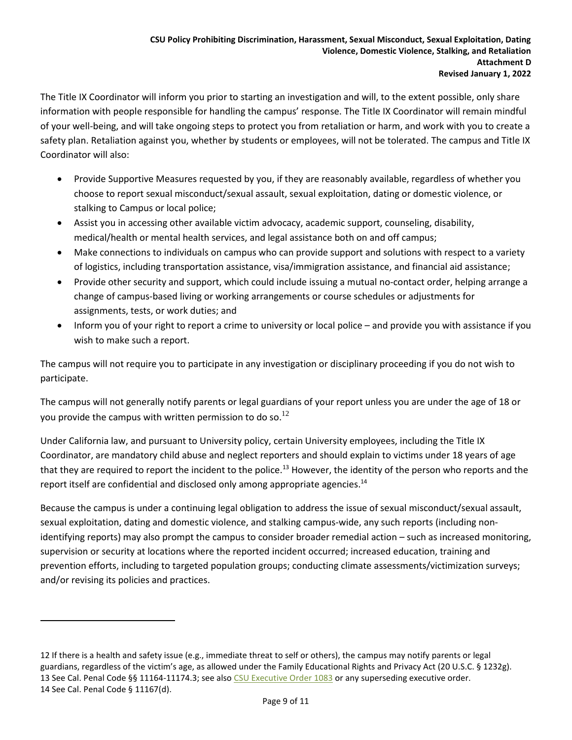The Title IX Coordinator will inform you prior to starting an investigation and will, to the extent possible, only share information with people responsible for handling the campus' response. The Title IX Coordinator will remain mindful of your well-being, and will take ongoing steps to protect you from retaliation or harm, and work with you to create a safety plan. Retaliation against you, whether by students or employees, will not be tolerated. The campus and Title IX Coordinator will also:

- Provide Supportive Measures requested by you, if they are reasonably available, regardless of whether you choose to report sexual misconduct/sexual assault, sexual exploitation, dating or domestic violence, or stalking to Campus or local police;
- Assist you in accessing other available victim advocacy, academic support, counseling, disability, medical/health or mental health services, and legal assistance both on and off campus;
- Make connections to individuals on campus who can provide support and solutions with respect to a variety of logistics, including transportation assistance, visa/immigration assistance, and financial aid assistance;
- Provide other security and support, which could include issuing a mutual no-contact order, helping arrange a change of campus-based living or working arrangements or course schedules or adjustments for assignments, tests, or work duties; and
- Inform you of your right to report a crime to university or local police – and provide you with assistance if you wish to make such a report.

The campus will not require you to participate in any investigation or disciplinary proceeding if you do not wish to participate.

The campus will not generally notify parents or legal guardians of your report unless you are under the age of 18 or you provide the campus with written permission to do so.[12]

Under California law, and pursuant to University policy, certain University employees, including the Title IX Coordinator, are mandatory child abuse and neglect reporters and should explain to victims under 18 years of age that they are required to report the incident to the police.[13] However, the identity of the person who reports and the report itself are confidential and disclosed only among appropriate agencies.[14]

Because the campus is under a continuing legal obligation to address the issue of sexual misconduct/sexual assault, sexual exploitation, dating and domestic violence, and stalking campus-wide, any such reports (including non-identifying reports) may also prompt the campus to consider broader remedial action – such as increased monitoring, supervision or security at locations where the reported incident occurred; increased education, training and prevention efforts, including to targeted population groups; conducting climate assessments/victimization surveys; and/or revising its policies and practices.

---

12 If there is a health and safety issue (e.g., immediate threat to self or others), the campus may notify parents or legal guardians, regardless of the victim's age, as allowed under the Family Educational Rights and Privacy Act (20 U.S.C. § 1232g).
13 See Cal. Penal Code §§ 11164-11174.3; see also CSU Executive Order 1083 or any superseding executive order.
14 See Cal. Penal Code § 11167(d).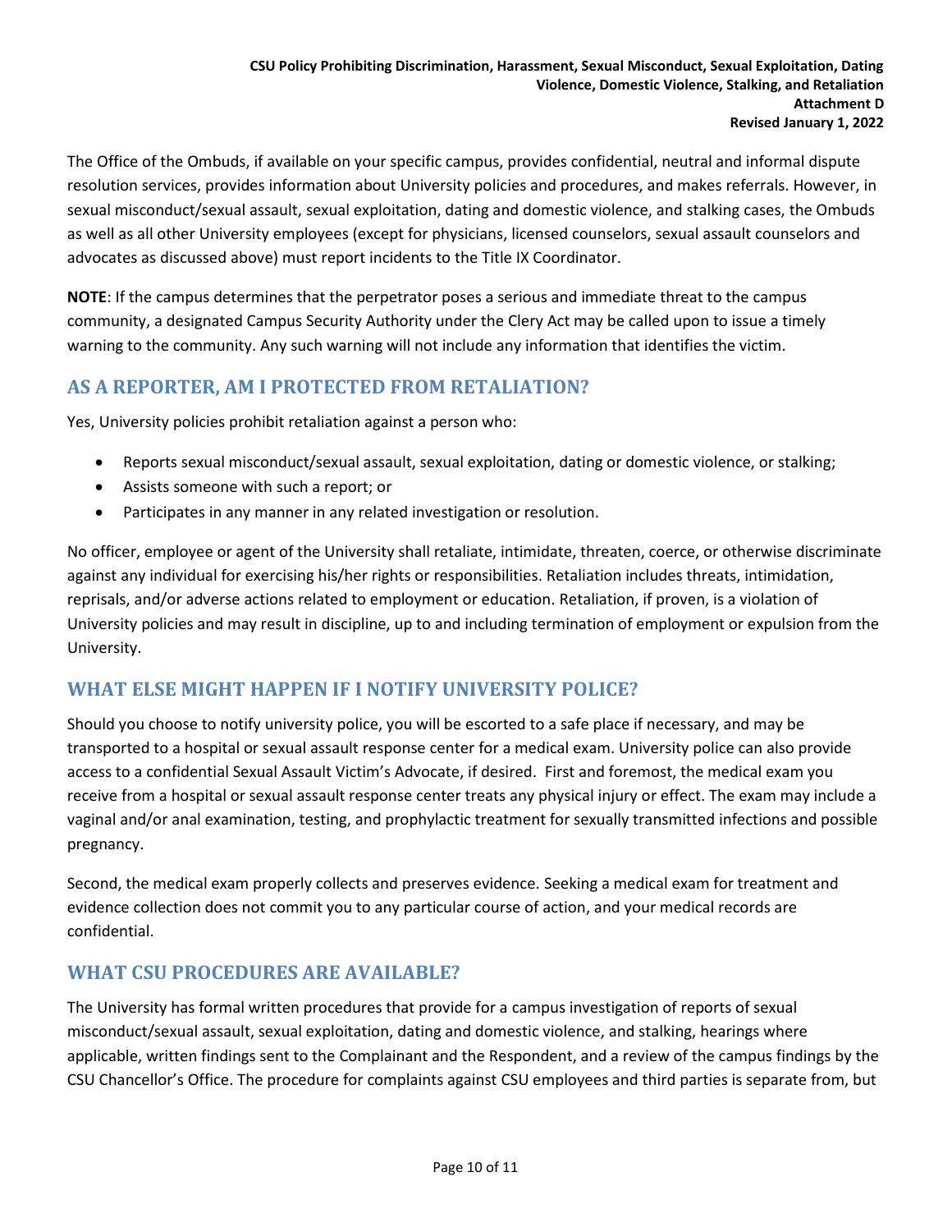The Office of the Ombuds, if available on your specific campus, provides confidential, neutral and informal dispute resolution services, provides information about University policies and procedures, and makes referrals. However, in sexual misconduct/sexual assault, sexual exploitation, dating and domestic violence, and stalking cases, the Ombuds as well as all other University employees (except for physicians, licensed counselors, sexual assault counselors and advocates as discussed above) must report incidents to the Title IX Coordinator.

**NOTE**: If the campus determines that the perpetrator poses a serious and immediate threat to the campus community, a designated Campus Security Authority under the Clery Act may be called upon to issue a timely warning to the community. Any such warning will not include any information that identifies the victim.

## AS A REPORTER, AM I PROTECTED FROM RETALIATION?

Yes, University policies prohibit retaliation against a person who:

- Reports sexual misconduct/sexual assault, sexual exploitation, dating or domestic violence, or stalking;
- Assists someone with such a report; or
- Participates in any manner in any related investigation or resolution.

No officer, employee or agent of the University shall retaliate, intimidate, threaten, coerce, or otherwise discriminate against any individual for exercising his/her rights or responsibilities. Retaliation includes threats, intimidation, reprisals, and/or adverse actions related to employment or education. Retaliation, if proven, is a violation of University policies and may result in discipline, up to and including termination of employment or expulsion from the University.

## WHAT ELSE MIGHT HAPPEN IF I NOTIFY UNIVERSITY POLICE?

Should you choose to notify university police, you will be escorted to a safe place if necessary, and may be transported to a hospital or sexual assault response center for a medical exam. University police can also provide access to a confidential Sexual Assault Victim's Advocate, if desired. First and foremost, the medical exam you receive from a hospital or sexual assault response center treats any physical injury or effect. The exam may include a vaginal and/or anal examination, testing, and prophylactic treatment for sexually transmitted infections and possible pregnancy.

Second, the medical exam properly collects and preserves evidence. Seeking a medical exam for treatment and evidence collection does not commit you to any particular course of action, and your medical records are confidential.

## WHAT CSU PROCEDURES ARE AVAILABLE?

The University has formal written procedures that provide for a campus investigation of reports of sexual misconduct/sexual assault, sexual exploitation, dating and domestic violence, and stalking, hearings where applicable, written findings sent to the Complainant and the Respondent, and a review of the campus findings by the CSU Chancellor's Office. The procedure for complaints against CSU employees and third parties is separate from, but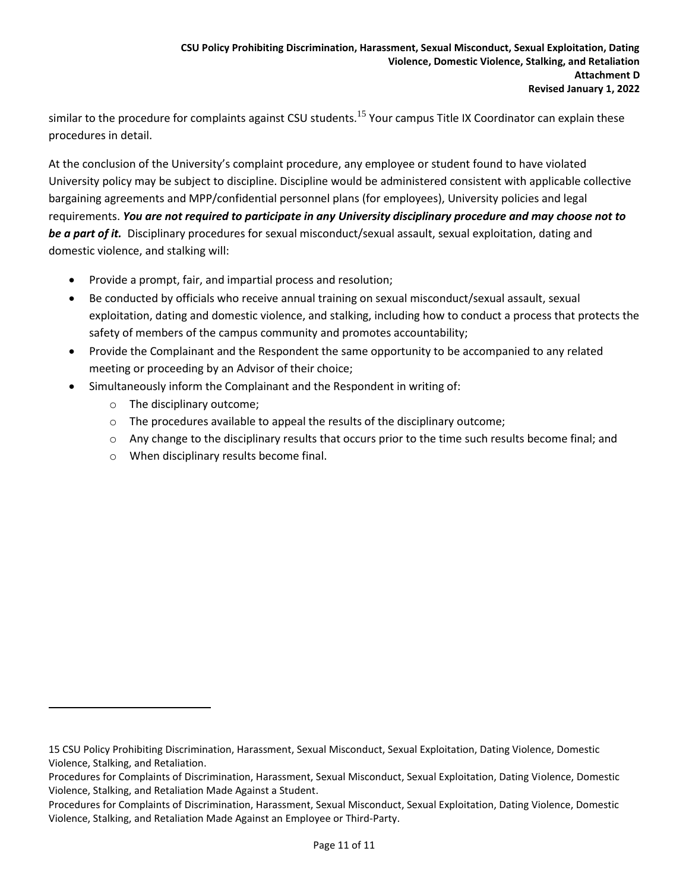similar to the procedure for complaints against CSU students.[15] Your campus Title IX Coordinator can explain these procedures in detail.

At the conclusion of the University's complaint procedure, any employee or student found to have violated University policy may be subject to discipline. Discipline would be administered consistent with applicable collective bargaining agreements and MPP/confidential personnel plans (for employees), University policies and legal requirements. ***You are not required to participate in any University disciplinary procedure and may choose not to be a part of it.*** Disciplinary procedures for sexual misconduct/sexual assault, sexual exploitation, dating and domestic violence, and stalking will:

- Provide a prompt, fair, and impartial process and resolution;
- Be conducted by officials who receive annual training on sexual misconduct/sexual assault, sexual exploitation, dating and domestic violence, and stalking, including how to conduct a process that protects the safety of members of the campus community and promotes accountability;
- Provide the Complainant and the Respondent the same opportunity to be accompanied to any related meeting or proceeding by an Advisor of their choice;
- Simultaneously inform the Complainant and the Respondent in writing of:
  - The disciplinary outcome;
  - The procedures available to appeal the results of the disciplinary outcome;
  - Any change to the disciplinary results that occurs prior to the time such results become final; and
  - When disciplinary results become final.

---

15 CSU Policy Prohibiting Discrimination, Harassment, Sexual Misconduct, Sexual Exploitation, Dating Violence, Domestic Violence, Stalking, and Retaliation.
Procedures for Complaints of Discrimination, Harassment, Sexual Misconduct, Sexual Exploitation, Dating Violence, Domestic Violence, Stalking, and Retaliation Made Against a Student.
Procedures for Complaints of Discrimination, Harassment, Sexual Misconduct, Sexual Exploitation, Dating Violence, Domestic Violence, Stalking, and Retaliation Made Against an Employee or Third-Party.